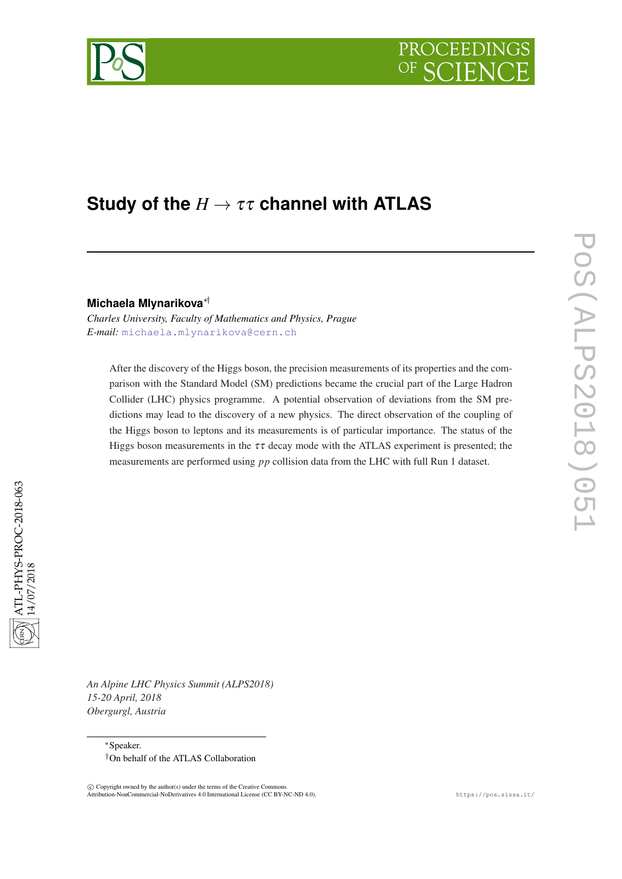# Study of the $H \to \tau\tau$ channel with ATLAS

**Michaela Mlynarikova**[*†]

*Charles University, Faculty of Mathematics and Physics, Prague*
*E-mail:* michaela.mlynarikova@cern.ch

After the discovery of the Higgs boson, the precision measurements of its properties and the comparison with the Standard Model (SM) predictions became the crucial part of the Large Hadron Collider (LHC) physics programme. A potential observation of deviations from the SM predictions may lead to the discovery of a new physics. The direct observation of the coupling of the Higgs boson to leptons and its measurements is of particular importance. The status of the Higgs boson measurements in the $\tau\tau$ decay mode with the ATLAS experiment is presented; the measurements are performed using $pp$ collision data from the LHC with full Run 1 dataset.

*An Alpine LHC Physics Summit (ALPS2018)*
*15-20 April, 2018*
*Obergurgl, Austria*

[*]Speaker.
[†]On behalf of the ATLAS Collaboration

© Copyright owned by the author(s) under the terms of the Creative Commons Attribution-NonCommercial-NoDerivatives 4.0 International License (CC BY-NC-ND 4.0).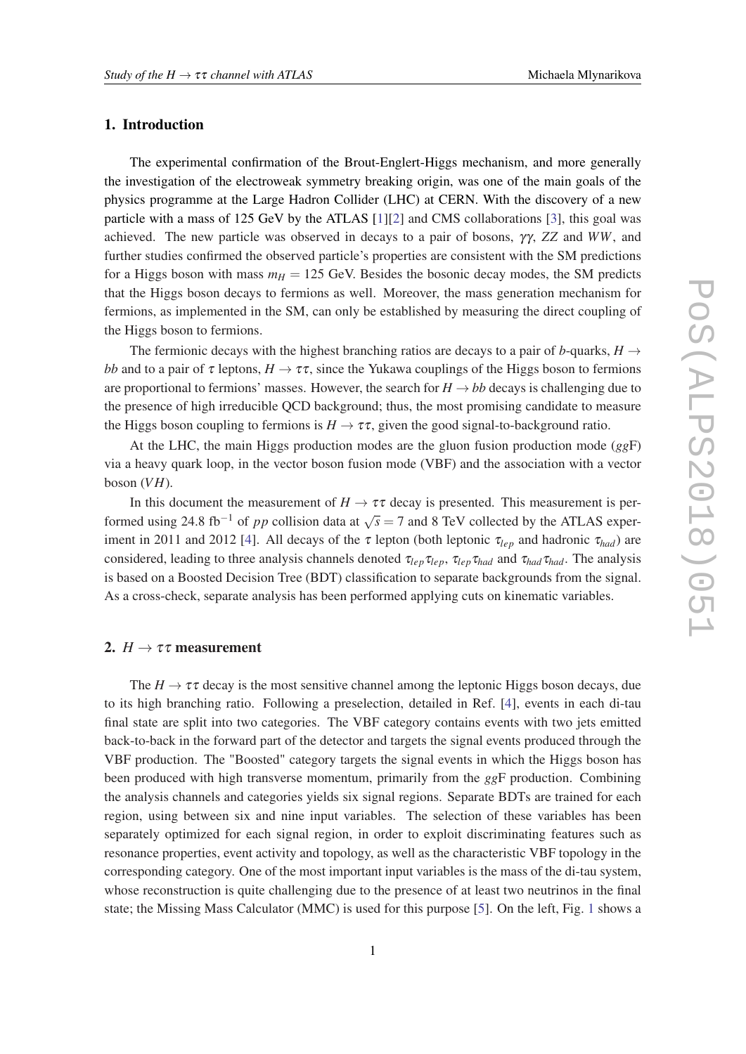## 1. Introduction

The experimental confirmation of the Brout-Englert-Higgs mechanism, and more generally the investigation of the electroweak symmetry breaking origin, was one of the main goals of the physics programme at the Large Hadron Collider (LHC) at CERN. With the discovery of a new particle with a mass of 125 GeV by the ATLAS [1][2] and CMS collaborations [3], this goal was achieved. The new particle was observed in decays to a pair of bosons, $\gamma\gamma$, $ZZ$ and $WW$, and further studies confirmed the observed particle's properties are consistent with the SM predictions for a Higgs boson with mass $m_H = 125$ GeV. Besides the bosonic decay modes, the SM predicts that the Higgs boson decays to fermions as well. Moreover, the mass generation mechanism for fermions, as implemented in the SM, can only be established by measuring the direct coupling of the Higgs boson to fermions.

The fermionic decays with the highest branching ratios are decays to a pair of $b$-quarks, $H \to bb$ and to a pair of $\tau$ leptons, $H \to \tau\tau$, since the Yukawa couplings of the Higgs boson to fermions are proportional to fermions' masses. However, the search for $H \to bb$ decays is challenging due to the presence of high irreducible QCD background; thus, the most promising candidate to measure the Higgs boson coupling to fermions is $H \to \tau\tau$, given the good signal-to-background ratio.

At the LHC, the main Higgs production modes are the gluon fusion production mode ($gg$F) via a heavy quark loop, in the vector boson fusion mode (VBF) and the association with a vector boson ($VH$).

In this document the measurement of $H \to \tau\tau$ decay is presented. This measurement is performed using 24.8 fb$^{-1}$ of $pp$ collision data at $\sqrt{s} = 7$ and 8 TeV collected by the ATLAS experiment in 2011 and 2012 [4]. All decays of the $\tau$ lepton (both leptonic $\tau_{lep}$ and hadronic $\tau_{had}$) are considered, leading to three analysis channels denoted $\tau_{lep}\tau_{lep}$, $\tau_{lep}\tau_{had}$ and $\tau_{had}\tau_{had}$. The analysis is based on a Boosted Decision Tree (BDT) classification to separate backgrounds from the signal. As a cross-check, separate analysis has been performed applying cuts on kinematic variables.

## 2. $H \to \tau\tau$ measurement

The $H \to \tau\tau$ decay is the most sensitive channel among the leptonic Higgs boson decays, due to its high branching ratio. Following a preselection, detailed in Ref. [4], events in each di-tau final state are split into two categories. The VBF category contains events with two jets emitted back-to-back in the forward part of the detector and targets the signal events produced through the VBF production. The "Boosted" category targets the signal events in which the Higgs boson has been produced with high transverse momentum, primarily from the $gg$F production. Combining the analysis channels and categories yields six signal regions. Separate BDTs are trained for each region, using between six and nine input variables. The selection of these variables has been separately optimized for each signal region, in order to exploit discriminating features such as resonance properties, event activity and topology, as well as the characteristic VBF topology in the corresponding category. One of the most important input variables is the mass of the di-tau system, whose reconstruction is quite challenging due to the presence of at least two neutrinos in the final state; the Missing Mass Calculator (MMC) is used for this purpose [5]. On the left, Fig. 1 shows a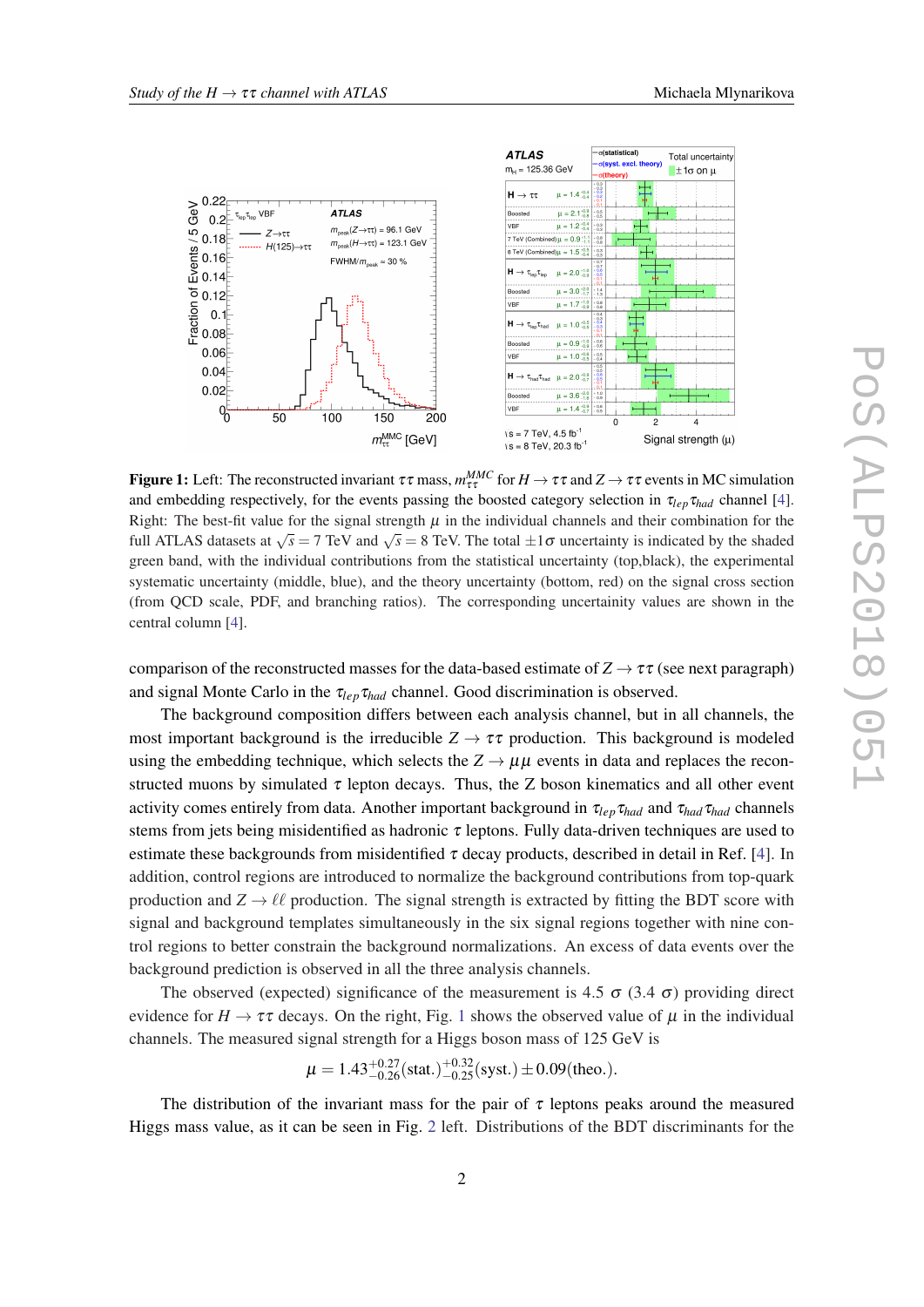**Figure 1:** Left: The reconstructed invariant $\tau\tau$ mass, $m_{\tau\tau}^{MMC}$ for $H \rightarrow \tau\tau$ and $Z \rightarrow \tau\tau$ events in MC simulation and embedding respectively, for the events passing the boosted category selection in $\tau_{lep}\tau_{had}$ channel [4]. Right: The best-fit value for the signal strength $\mu$ in the individual channels and their combination for the full ATLAS datasets at $\sqrt{s} = 7$ TeV and $\sqrt{s} = 8$ TeV. The total $\pm 1\sigma$ uncertainty is indicated by the shaded green band, with the individual contributions from the statistical uncertainty (top,black), the experimental systematic uncertainty (middle, blue), and the theory uncertainty (bottom, red) on the signal cross section (from QCD scale, PDF, and branching ratios). The corresponding uncertainty values are shown in the central column [4].

comparison of the reconstructed masses for the data-based estimate of $Z \rightarrow \tau\tau$ (see next paragraph) and signal Monte Carlo in the $\tau_{lep}\tau_{had}$ channel. Good discrimination is observed.

The background composition differs between each analysis channel, but in all channels, the most important background is the irreducible $Z \rightarrow \tau\tau$ production. This background is modeled using the embedding technique, which selects the $Z \rightarrow \mu\mu$ events in data and replaces the reconstructed muons by simulated $\tau$ lepton decays. Thus, the Z boson kinematics and all other event activity comes entirely from data. Another important background in $\tau_{lep}\tau_{had}$ and $\tau_{had}\tau_{had}$ channels stems from jets being misidentified as hadronic $\tau$ leptons. Fully data-driven techniques are used to estimate these backgrounds from misidentified $\tau$ decay products, described in detail in Ref. [4]. In addition, control regions are introduced to normalize the background contributions from top-quark production and $Z \rightarrow \ell\ell$ production. The signal strength is extracted by fitting the BDT score with signal and background templates simultaneously in the six signal regions together with nine control regions to better constrain the background normalizations. An excess of data events over the background prediction is observed in all the three analysis channels.

The observed (expected) significance of the measurement is 4.5 $\sigma$ (3.4 $\sigma$) providing direct evidence for $H \rightarrow \tau\tau$ decays. On the right, Fig. 1 shows the observed value of $\mu$ in the individual channels. The measured signal strength for a Higgs boson mass of 125 GeV is

$$\mu = 1.43^{+0.27}_{-0.26}(\text{stat.})^{+0.32}_{-0.25}(\text{syst.}) \pm 0.09(\text{theo.}).$$

The distribution of the invariant mass for the pair of $\tau$ leptons peaks around the measured Higgs mass value, as it can be seen in Fig. 2 left. Distributions of the BDT discriminants for the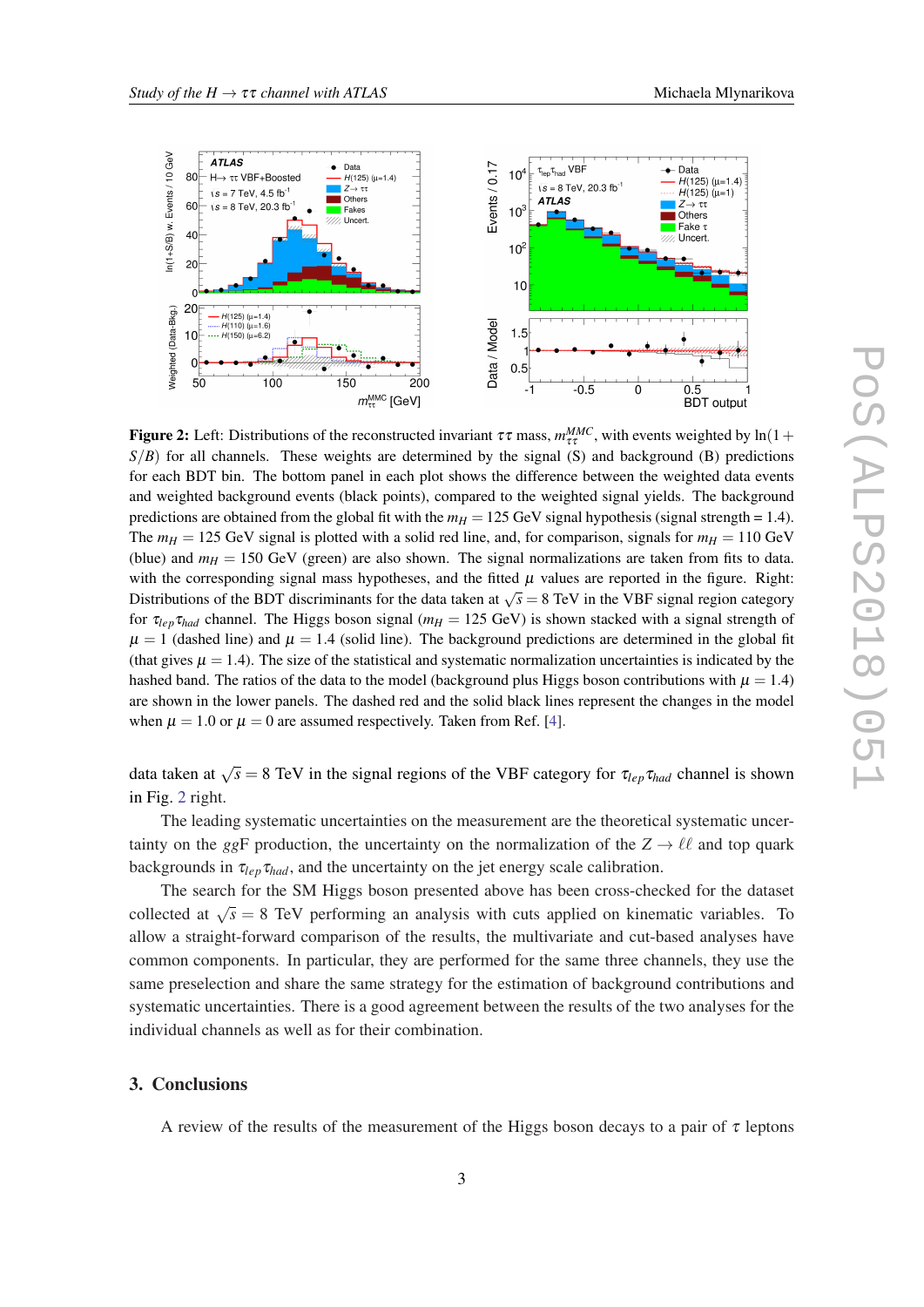**Figure 2:** Left: Distributions of the reconstructed invariant $\tau\tau$ mass, $m_{\tau\tau}^{MMC}$, with events weighted by $\ln(1+S/B)$ for all channels. These weights are determined by the signal (S) and background (B) predictions for each BDT bin. The bottom panel in each plot shows the difference between the weighted data events and weighted background events (black points), compared to the weighted signal yields. The background predictions are obtained from the global fit with the $m_H = 125$ GeV signal hypothesis (signal strength = 1.4). The $m_H = 125$ GeV signal is plotted with a solid red line, and, for comparison, signals for $m_H = 110$ GeV (blue) and $m_H = 150$ GeV (green) are also shown. The signal normalizations are taken from fits to data. with the corresponding signal mass hypotheses, and the fitted $\mu$ values are reported in the figure. Right: Distributions of the BDT discriminants for the data taken at $\sqrt{s} = 8$ TeV in the VBF signal region category for $\tau_{lep}\tau_{had}$ channel. The Higgs boson signal ($m_H = 125$ GeV) is shown stacked with a signal strength of $\mu = 1$ (dashed line) and $\mu = 1.4$ (solid line). The background predictions are determined in the global fit (that gives $\mu = 1.4$). The size of the statistical and systematic normalization uncertainties is indicated by the hashed band. The ratios of the data to the model (background plus Higgs boson contributions with $\mu = 1.4$) are shown in the lower panels. The dashed red and the solid black lines represent the changes in the model when $\mu = 1.0$ or $\mu = 0$ are assumed respectively. Taken from Ref. [4].

data taken at $\sqrt{s} = 8$ TeV in the signal regions of the VBF category for $\tau_{lep}\tau_{had}$ channel is shown in Fig. 2 right.

The leading systematic uncertainties on the measurement are the theoretical systematic uncertainty on the $gg$F production, the uncertainty on the normalization of the $Z \to \ell\ell$ and top quark backgrounds in $\tau_{lep}\tau_{had}$, and the uncertainty on the jet energy scale calibration.

The search for the SM Higgs boson presented above has been cross-checked for the dataset collected at $\sqrt{s} = 8$ TeV performing an analysis with cuts applied on kinematic variables. To allow a straight-forward comparison of the results, the multivariate and cut-based analyses have common components. In particular, they are performed for the same three channels, they use the same preselection and share the same strategy for the estimation of background contributions and systematic uncertainties. There is a good agreement between the results of the two analyses for the individual channels as well as for their combination.

## 3. Conclusions

A review of the results of the measurement of the Higgs boson decays to a pair of $\tau$ leptons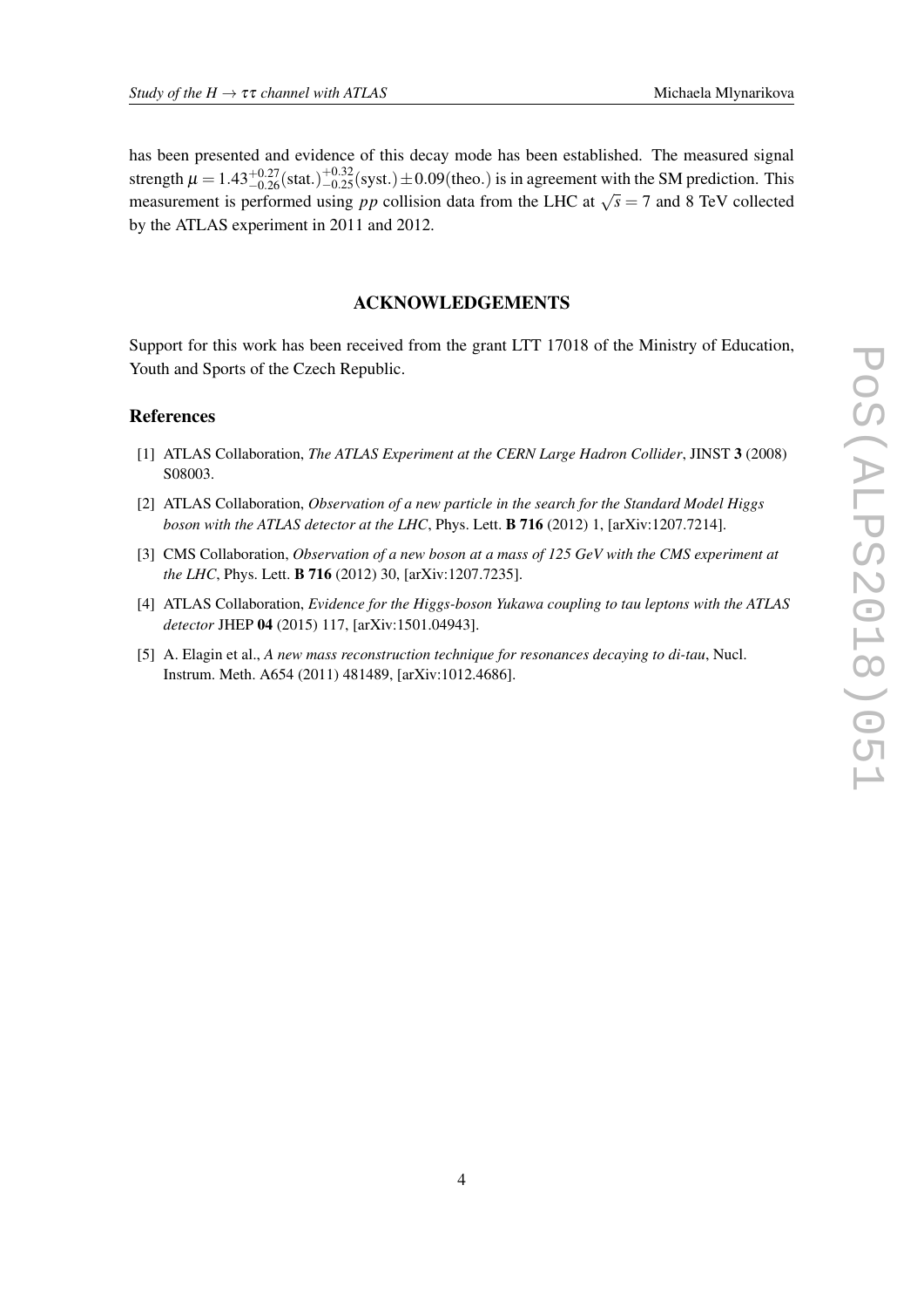has been presented and evidence of this decay mode has been established. The measured signal strength $\mu = 1.43^{+0.27}_{-0.26}(\text{stat.})^{+0.32}_{-0.25}(\text{syst.}) \pm 0.09(\text{theo.})$ is in agreement with the SM prediction. This measurement is performed using $pp$ collision data from the LHC at $\sqrt{s} = 7$ and 8 TeV collected by the ATLAS experiment in 2011 and 2012.

## ACKNOWLEDGEMENTS

Support for this work has been received from the grant LTT 17018 of the Ministry of Education, Youth and Sports of the Czech Republic.

## References

[1] ATLAS Collaboration, *The ATLAS Experiment at the CERN Large Hadron Collider*, JINST **3** (2008) S08003.

[2] ATLAS Collaboration, *Observation of a new particle in the search for the Standard Model Higgs boson with the ATLAS detector at the LHC*, Phys. Lett. **B 716** (2012) 1, [arXiv:1207.7214].

[3] CMS Collaboration, *Observation of a new boson at a mass of 125 GeV with the CMS experiment at the LHC*, Phys. Lett. **B 716** (2012) 30, [arXiv:1207.7235].

[4] ATLAS Collaboration, *Evidence for the Higgs-boson Yukawa coupling to tau leptons with the ATLAS detector* JHEP **04** (2015) 117, [arXiv:1501.04943].

[5] A. Elagin et al., *A new mass reconstruction technique for resonances decaying to di-tau*, Nucl. Instrum. Meth. A654 (2011) 481489, [arXiv:1012.4686].